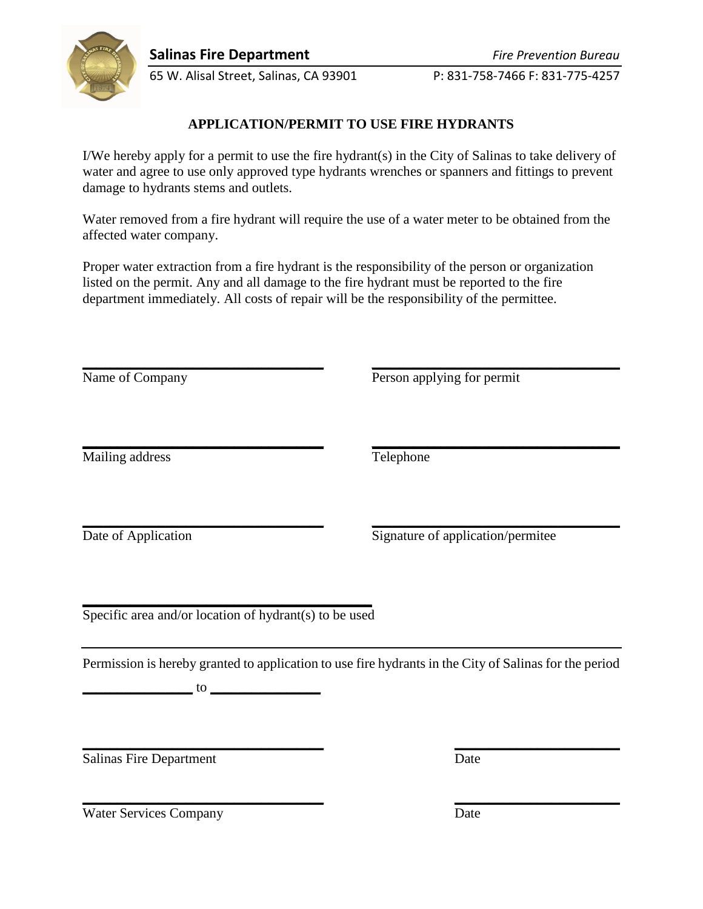**Salinas Fire Department** *Fire Prevention Bureau*

65 W. Alisal Street, Salinas, CA 93901 P: 831-758-7466 F: 831-775-4257

## APPLICATION/PERMIT TO USE FIRE HYDRANTS

I/We hereby apply for a permit to use the fire hydrant(s) in the City of Salinas to take delivery of water and agree to use only approved type hydrants wrenches or spanners and fittings to prevent damage to hydrants stems and outlets.

Water removed from a fire hydrant will require the use of a water meter to be obtained from the affected water company.

Proper water extraction from a fire hydrant is the responsibility of the person or organization listed on the permit. Any and all damage to the fire hydrant must be reported to the fire department immediately. All costs of repair will be the responsibility of the permittee.

______________________________ Name of Company

______________________________ Person applying for permit

______________________________ Mailing address

______________________________ Telephone

______________________________ Date of Application

______________________________ Signature of application/permitee

______________________________ Specific area and/or location of hydrant(s) to be used

Permission is hereby granted to application to use fire hydrants in the City of Salinas for the period

______________ to ______________

______________________________ Salinas Fire Department

______________ Date

______________________________ Water Services Company

______________ Date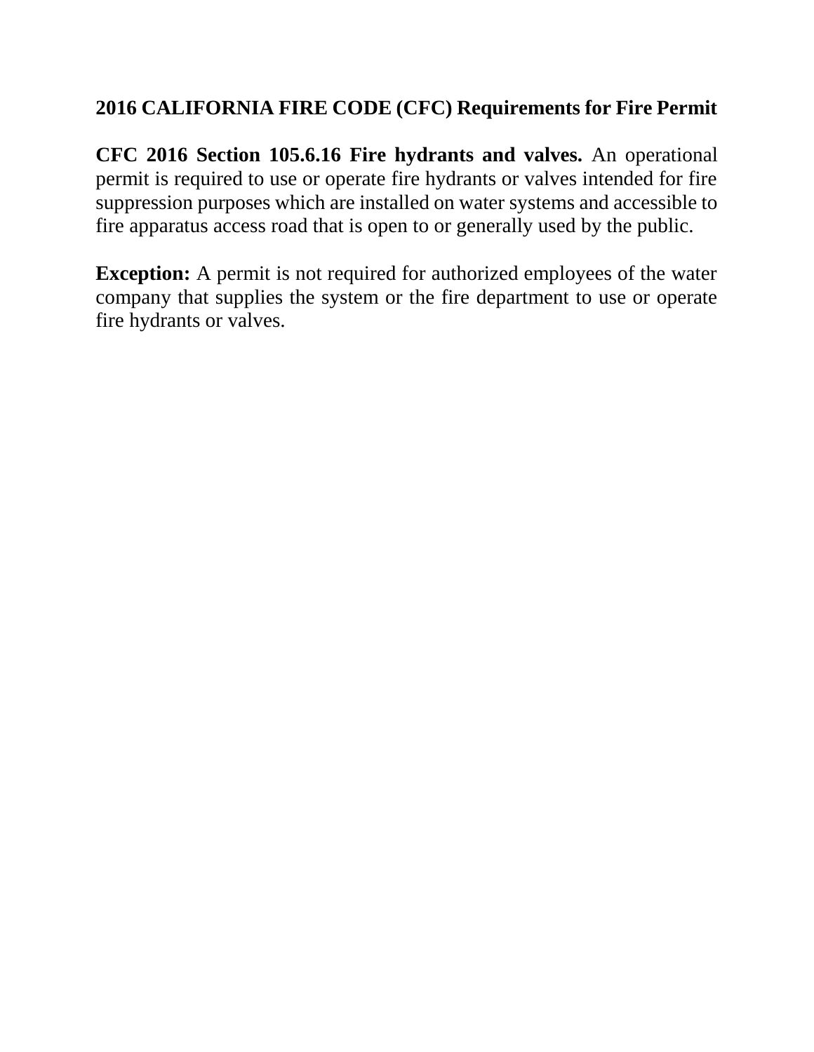**2016 CALIFORNIA FIRE CODE (CFC) Requirements for Fire Permit**

**CFC 2016 Section 105.6.16 Fire hydrants and valves.** An operational permit is required to use or operate fire hydrants or valves intended for fire suppression purposes which are installed on water systems and accessible to fire apparatus access road that is open to or generally used by the public.

**Exception:** A permit is not required for authorized employees of the water company that supplies the system or the fire department to use or operate fire hydrants or valves.